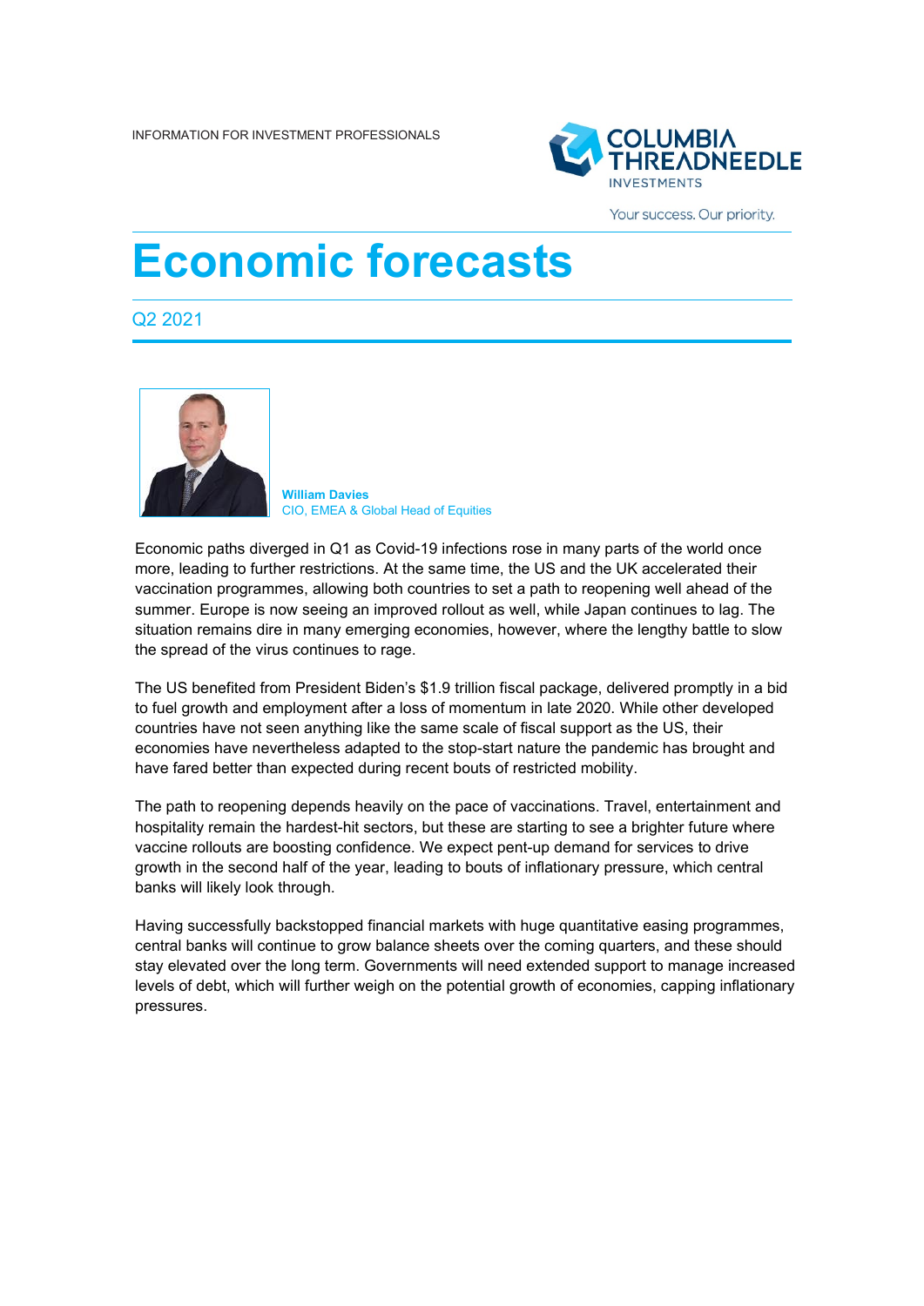INFORMATION FOR INVESTMENT PROFESSIONALS

# Economic forecasts

Q2 2021

**William Davies**
CIO, EMEA & Global Head of Equities

Economic paths diverged in Q1 as Covid-19 infections rose in many parts of the world once more, leading to further restrictions. At the same time, the US and the UK accelerated their vaccination programmes, allowing both countries to set a path to reopening well ahead of the summer. Europe is now seeing an improved rollout as well, while Japan continues to lag. The situation remains dire in many emerging economies, however, where the lengthy battle to slow the spread of the virus continues to rage.

The US benefited from President Biden's $1.9 trillion fiscal package, delivered promptly in a bid to fuel growth and employment after a loss of momentum in late 2020. While other developed countries have not seen anything like the same scale of fiscal support as the US, their economies have nevertheless adapted to the stop-start nature the pandemic has brought and have fared better than expected during recent bouts of restricted mobility.

The path to reopening depends heavily on the pace of vaccinations. Travel, entertainment and hospitality remain the hardest-hit sectors, but these are starting to see a brighter future where vaccine rollouts are boosting confidence. We expect pent-up demand for services to drive growth in the second half of the year, leading to bouts of inflationary pressure, which central banks will likely look through.

Having successfully backstopped financial markets with huge quantitative easing programmes, central banks will continue to grow balance sheets over the coming quarters, and these should stay elevated over the long term. Governments will need extended support to manage increased levels of debt, which will further weigh on the potential growth of economies, capping inflationary pressures.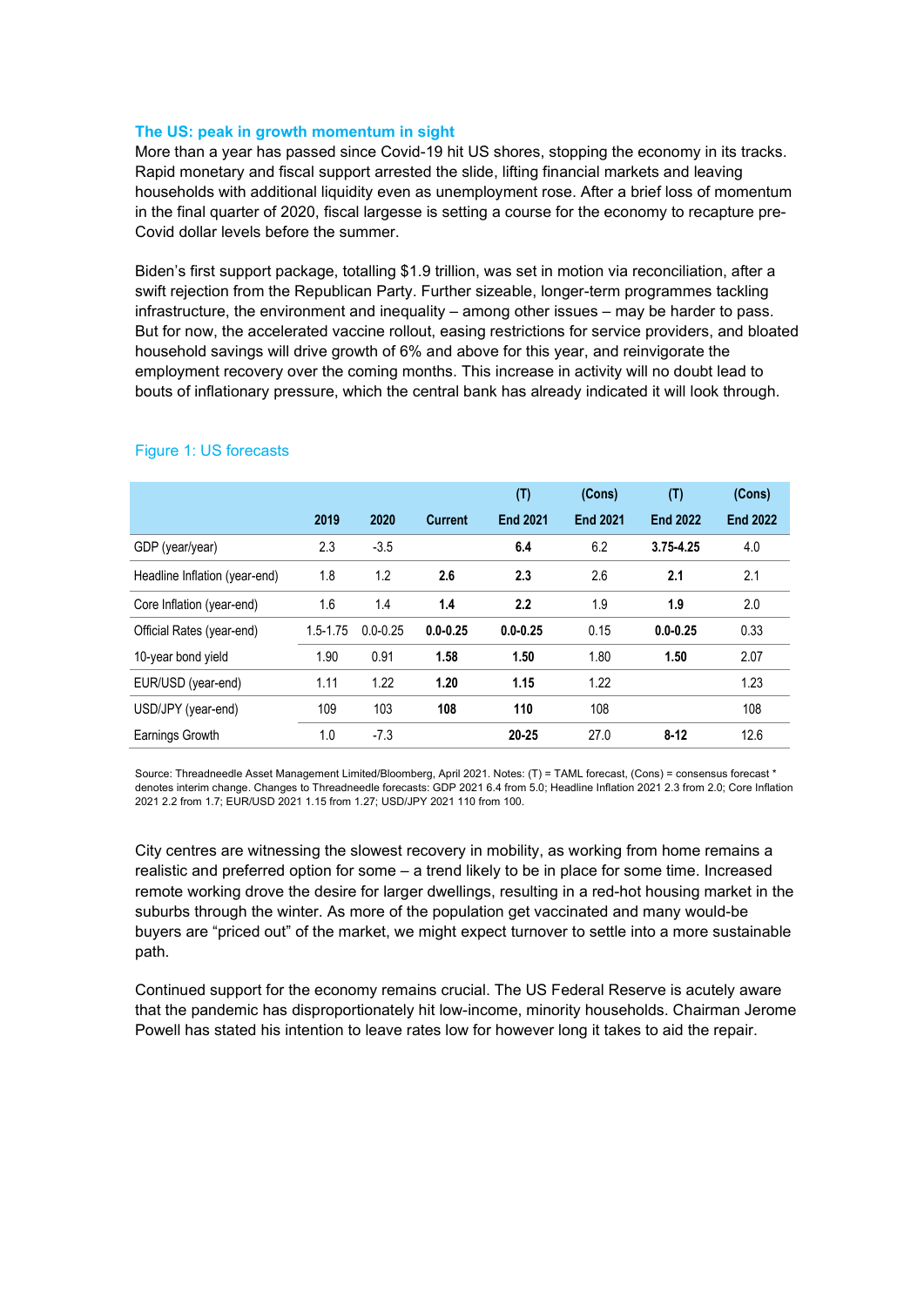### The US: peak in growth momentum in sight

More than a year has passed since Covid-19 hit US shores, stopping the economy in its tracks. Rapid monetary and fiscal support arrested the slide, lifting financial markets and leaving households with additional liquidity even as unemployment rose. After a brief loss of momentum in the final quarter of 2020, fiscal largesse is setting a course for the economy to recapture pre-Covid dollar levels before the summer.

Biden's first support package, totalling $1.9 trillion, was set in motion via reconciliation, after a swift rejection from the Republican Party. Further sizeable, longer-term programmes tackling infrastructure, the environment and inequality – among other issues – may be harder to pass. But for now, the accelerated vaccine rollout, easing restrictions for service providers, and bloated household savings will drive growth of 6% and above for this year, and reinvigorate the employment recovery over the coming months. This increase in activity will no doubt lead to bouts of inflationary pressure, which the central bank has already indicated it will look through.

Figure 1: US forecasts

| | 2019 | 2020 | Current | (T) End 2021 | (Cons) End 2021 | (T) End 2022 | (Cons) End 2022 |
|---|---|---|---|---|---|---|---|
| GDP (year/year) | 2.3 | -3.5 | | **6.4** | 6.2 | **3.75-4.25** | 4.0 |
| Headline Inflation (year-end) | 1.8 | 1.2 | **2.6** | **2.3** | 2.6 | **2.1** | 2.1 |
| Core Inflation (year-end) | 1.6 | 1.4 | **1.4** | **2.2** | 1.9 | **1.9** | 2.0 |
| Official Rates (year-end) | 1.5-1.75 | 0.0-0.25 | **0.0-0.25** | **0.0-0.25** | 0.15 | **0.0-0.25** | 0.33 |
| 10-year bond yield | 1.90 | 0.91 | **1.58** | **1.50** | 1.80 | **1.50** | 2.07 |
| EUR/USD (year-end) | 1.11 | 1.22 | **1.20** | **1.15** | 1.22 | | 1.23 |
| USD/JPY (year-end) | 109 | 103 | **108** | **110** | 108 | | 108 |
| Earnings Growth | 1.0 | -7.3 | | **20-25** | 27.0 | **8-12** | 12.6 |

Source: Threadneedle Asset Management Limited/Bloomberg, April 2021. Notes: (T) = TAML forecast, (Cons) = consensus forecast * denotes interim change. Changes to Threadneedle forecasts: GDP 2021 6.4 from 5.0; Headline Inflation 2021 2.3 from 2.0; Core Inflation 2021 2.2 from 1.7; EUR/USD 2021 1.15 from 1.27; USD/JPY 2021 110 from 100.

City centres are witnessing the slowest recovery in mobility, as working from home remains a realistic and preferred option for some – a trend likely to be in place for some time. Increased remote working drove the desire for larger dwellings, resulting in a red-hot housing market in the suburbs through the winter. As more of the population get vaccinated and many would-be buyers are "priced out" of the market, we might expect turnover to settle into a more sustainable path.

Continued support for the economy remains crucial. The US Federal Reserve is acutely aware that the pandemic has disproportionately hit low-income, minority households. Chairman Jerome Powell has stated his intention to leave rates low for however long it takes to aid the repair.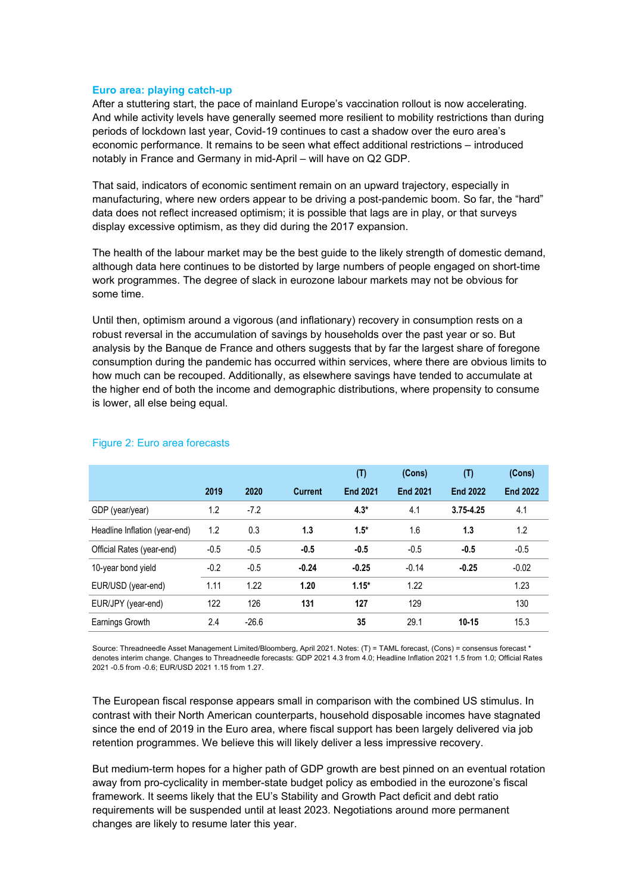## Euro area: playing catch-up

After a stuttering start, the pace of mainland Europe's vaccination rollout is now accelerating. And while activity levels have generally seemed more resilient to mobility restrictions than during periods of lockdown last year, Covid-19 continues to cast a shadow over the euro area's economic performance. It remains to be seen what effect additional restrictions – introduced notably in France and Germany in mid-April – will have on Q2 GDP.

That said, indicators of economic sentiment remain on an upward trajectory, especially in manufacturing, where new orders appear to be driving a post-pandemic boom. So far, the "hard" data does not reflect increased optimism; it is possible that lags are in play, or that surveys display excessive optimism, as they did during the 2017 expansion.

The health of the labour market may be the best guide to the likely strength of domestic demand, although data here continues to be distorted by large numbers of people engaged on short-time work programmes. The degree of slack in eurozone labour markets may not be obvious for some time.

Until then, optimism around a vigorous (and inflationary) recovery in consumption rests on a robust reversal in the accumulation of savings by households over the past year or so. But analysis by the Banque de France and others suggests that by far the largest share of foregone consumption during the pandemic has occurred within services, where there are obvious limits to how much can be recouped. Additionally, as elsewhere savings have tended to accumulate at the higher end of both the income and demographic distributions, where propensity to consume is lower, all else being equal.

Figure 2: Euro area forecasts

| | 2019 | 2020 | Current | (T) End 2021 | (Cons) End 2021 | (T) End 2022 | (Cons) End 2022 |
|---|---|---|---|---|---|---|---|
| GDP (year/year) | 1.2 | -7.2 | | **4.3*** | 4.1 | **3.75-4.25** | 4.1 |
| Headline Inflation (year-end) | 1.2 | 0.3 | **1.3** | **1.5*** | 1.6 | **1.3** | 1.2 |
| Official Rates (year-end) | -0.5 | -0.5 | **-0.5** | **-0.5** | -0.5 | **-0.5** | -0.5 |
| 10-year bond yield | -0.2 | -0.5 | **-0.24** | **-0.25** | -0.14 | **-0.25** | -0.02 |
| EUR/USD (year-end) | 1.11 | 1.22 | **1.20** | **1.15*** | 1.22 | | 1.23 |
| EUR/JPY (year-end) | 122 | 126 | **131** | **127** | 129 | | 130 |
| Earnings Growth | 2.4 | -26.6 | | **35** | 29.1 | **10-15** | 15.3 |

Source: Threadneedle Asset Management Limited/Bloomberg, April 2021. Notes: (T) = TAML forecast, (Cons) = consensus forecast * denotes interim change. Changes to Threadneedle forecasts: GDP 2021 4.3 from 4.0; Headline Inflation 2021 1.5 from 1.0; Official Rates 2021 -0.5 from -0.6; EUR/USD 2021 1.15 from 1.27.

The European fiscal response appears small in comparison with the combined US stimulus. In contrast with their North American counterparts, household disposable incomes have stagnated since the end of 2019 in the Euro area, where fiscal support has been largely delivered via job retention programmes. We believe this will likely deliver a less impressive recovery.

But medium-term hopes for a higher path of GDP growth are best pinned on an eventual rotation away from pro-cyclicality in member-state budget policy as embodied in the eurozone's fiscal framework. It seems likely that the EU's Stability and Growth Pact deficit and debt ratio requirements will be suspended until at least 2023. Negotiations around more permanent changes are likely to resume later this year.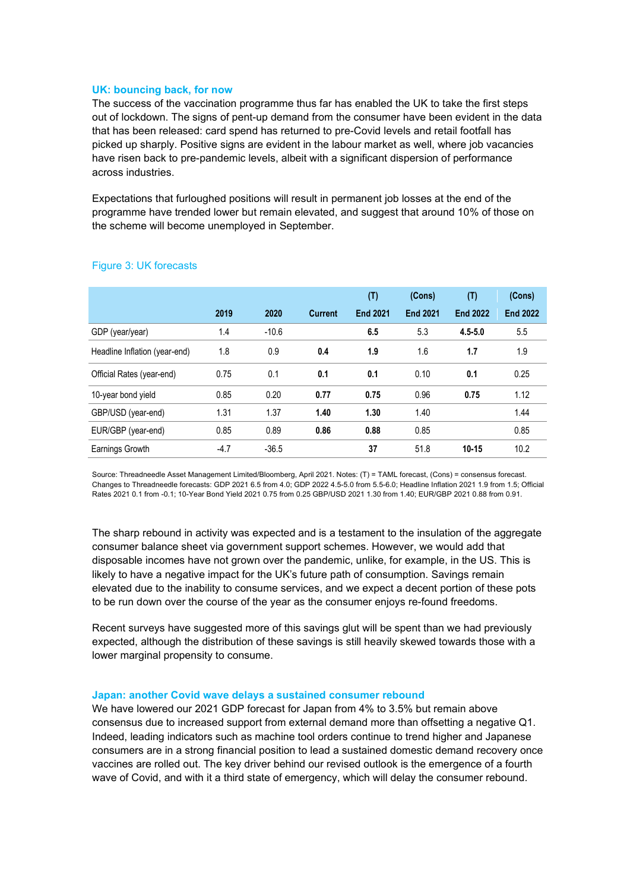### UK: bouncing back, for now

The success of the vaccination programme thus far has enabled the UK to take the first steps out of lockdown. The signs of pent-up demand from the consumer have been evident in the data that has been released: card spend has returned to pre-Covid levels and retail footfall has picked up sharply. Positive signs are evident in the labour market as well, where job vacancies have risen back to pre-pandemic levels, albeit with a significant dispersion of performance across industries.

Expectations that furloughed positions will result in permanent job losses at the end of the programme have trended lower but remain elevated, and suggest that around 10% of those on the scheme will become unemployed in September.

Figure 3: UK forecasts

| | 2019 | 2020 | Current | (T) End 2021 | (Cons) End 2021 | (T) End 2022 | (Cons) End 2022 |
|---|---|---|---|---|---|---|---|
| GDP (year/year) | 1.4 | -10.6 | | **6.5** | 5.3 | **4.5-5.0** | 5.5 |
| Headline Inflation (year-end) | 1.8 | 0.9 | **0.4** | **1.9** | 1.6 | **1.7** | 1.9 |
| Official Rates (year-end) | 0.75 | 0.1 | **0.1** | **0.1** | 0.10 | **0.1** | 0.25 |
| 10-year bond yield | 0.85 | 0.20 | **0.77** | **0.75** | 0.96 | **0.75** | 1.12 |
| GBP/USD (year-end) | 1.31 | 1.37 | **1.40** | **1.30** | 1.40 | | 1.44 |
| EUR/GBP (year-end) | 0.85 | 0.89 | **0.86** | **0.88** | 0.85 | | 0.85 |
| Earnings Growth | -4.7 | -36.5 | | **37** | 51.8 | **10-15** | 10.2 |

Source: Threadneedle Asset Management Limited/Bloomberg, April 2021. Notes: (T) = TAML forecast, (Cons) = consensus forecast. Changes to Threadneedle forecasts: GDP 2021 6.5 from 4.0; GDP 2022 4.5-5.0 from 5.5-6.0; Headline Inflation 2021 1.9 from 1.5; Official Rates 2021 0.1 from -0.1; 10-Year Bond Yield 2021 0.75 from 0.25 GBP/USD 2021 1.30 from 1.40; EUR/GBP 2021 0.88 from 0.91.

The sharp rebound in activity was expected and is a testament to the insulation of the aggregate consumer balance sheet via government support schemes. However, we would add that disposable incomes have not grown over the pandemic, unlike, for example, in the US. This is likely to have a negative impact for the UK's future path of consumption. Savings remain elevated due to the inability to consume services, and we expect a decent portion of these pots to be run down over the course of the year as the consumer enjoys re-found freedoms.

Recent surveys have suggested more of this savings glut will be spent than we had previously expected, although the distribution of these savings is still heavily skewed towards those with a lower marginal propensity to consume.

### Japan: another Covid wave delays a sustained consumer rebound

We have lowered our 2021 GDP forecast for Japan from 4% to 3.5% but remain above consensus due to increased support from external demand more than offsetting a negative Q1. Indeed, leading indicators such as machine tool orders continue to trend higher and Japanese consumers are in a strong financial position to lead a sustained domestic demand recovery once vaccines are rolled out. The key driver behind our revised outlook is the emergence of a fourth wave of Covid, and with it a third state of emergency, which will delay the consumer rebound.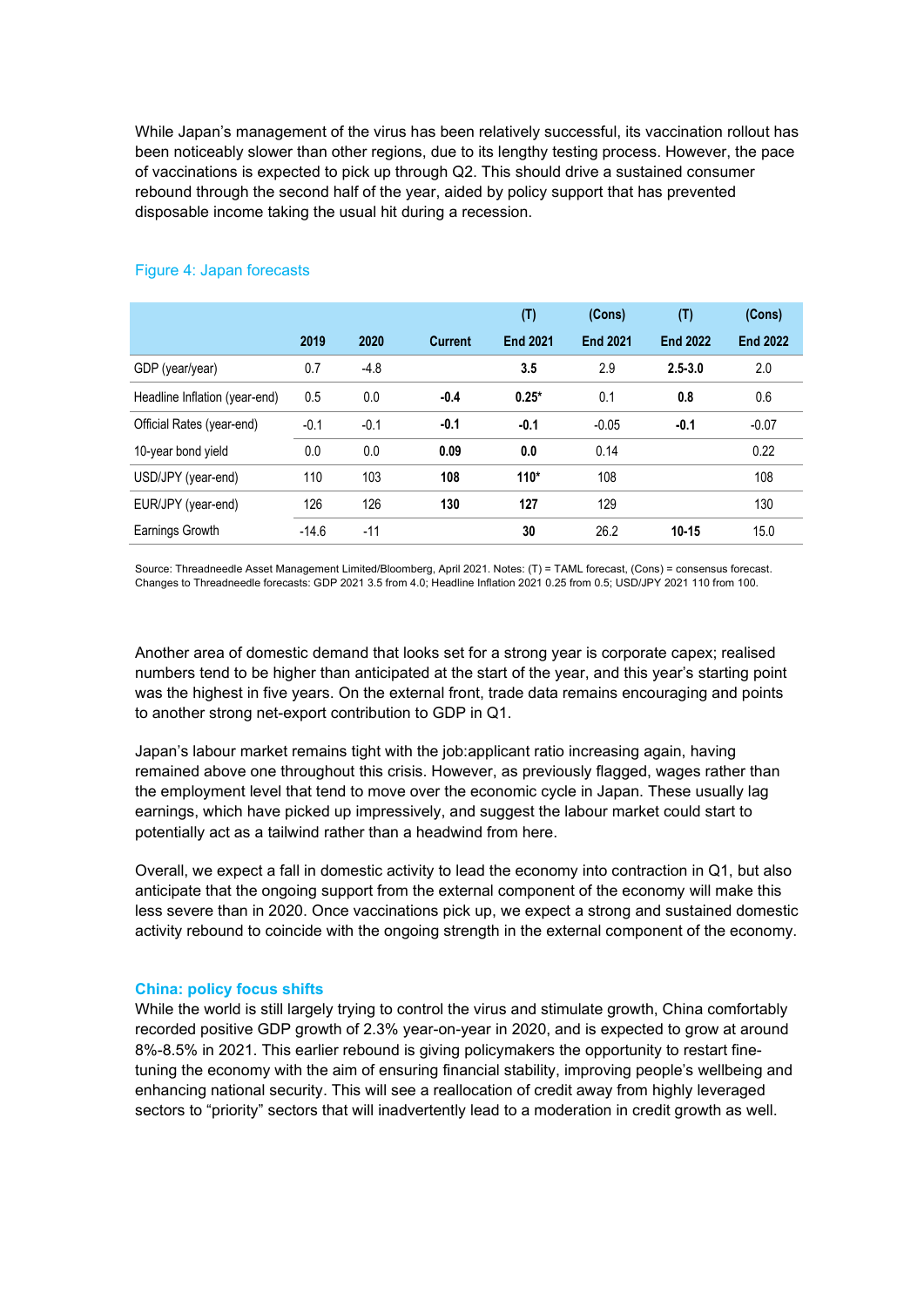While Japan's management of the virus has been relatively successful, its vaccination rollout has been noticeably slower than other regions, due to its lengthy testing process. However, the pace of vaccinations is expected to pick up through Q2. This should drive a sustained consumer rebound through the second half of the year, aided by policy support that has prevented disposable income taking the usual hit during a recession.

Figure 4: Japan forecasts

| | 2019 | 2020 | Current | (T) End 2021 | (Cons) End 2021 | (T) End 2022 | (Cons) End 2022 |
|---|---|---|---|---|---|---|---|
| GDP (year/year) | 0.7 | -4.8 | | **3.5** | 2.9 | **2.5-3.0** | 2.0 |
| Headline Inflation (year-end) | 0.5 | 0.0 | **-0.4** | **0.25*** | 0.1 | **0.8** | 0.6 |
| Official Rates (year-end) | -0.1 | -0.1 | **-0.1** | **-0.1** | -0.05 | **-0.1** | -0.07 |
| 10-year bond yield | 0.0 | 0.0 | **0.09** | **0.0** | 0.14 | | 0.22 |
| USD/JPY (year-end) | 110 | 103 | **108** | **110*** | 108 | | 108 |
| EUR/JPY (year-end) | 126 | 126 | **130** | **127** | 129 | | 130 |
| Earnings Growth | -14.6 | -11 | | **30** | 26.2 | **10-15** | 15.0 |

Source: Threadneedle Asset Management Limited/Bloomberg, April 2021. Notes: (T) = TAML forecast, (Cons) = consensus forecast. Changes to Threadneedle forecasts: GDP 2021 3.5 from 4.0; Headline Inflation 2021 0.25 from 0.5; USD/JPY 2021 110 from 100.

Another area of domestic demand that looks set for a strong year is corporate capex; realised numbers tend to be higher than anticipated at the start of the year, and this year's starting point was the highest in five years. On the external front, trade data remains encouraging and points to another strong net-export contribution to GDP in Q1.

Japan's labour market remains tight with the job:applicant ratio increasing again, having remained above one throughout this crisis. However, as previously flagged, wages rather than the employment level that tend to move over the economic cycle in Japan. These usually lag earnings, which have picked up impressively, and suggest the labour market could start to potentially act as a tailwind rather than a headwind from here.

Overall, we expect a fall in domestic activity to lead the economy into contraction in Q1, but also anticipate that the ongoing support from the external component of the economy will make this less severe than in 2020. Once vaccinations pick up, we expect a strong and sustained domestic activity rebound to coincide with the ongoing strength in the external component of the economy.

### China: policy focus shifts

While the world is still largely trying to control the virus and stimulate growth, China comfortably recorded positive GDP growth of 2.3% year-on-year in 2020, and is expected to grow at around 8%-8.5% in 2021. This earlier rebound is giving policymakers the opportunity to restart fine-tuning the economy with the aim of ensuring financial stability, improving people's wellbeing and enhancing national security. This will see a reallocation of credit away from highly leveraged sectors to "priority" sectors that will inadvertently lead to a moderation in credit growth as well.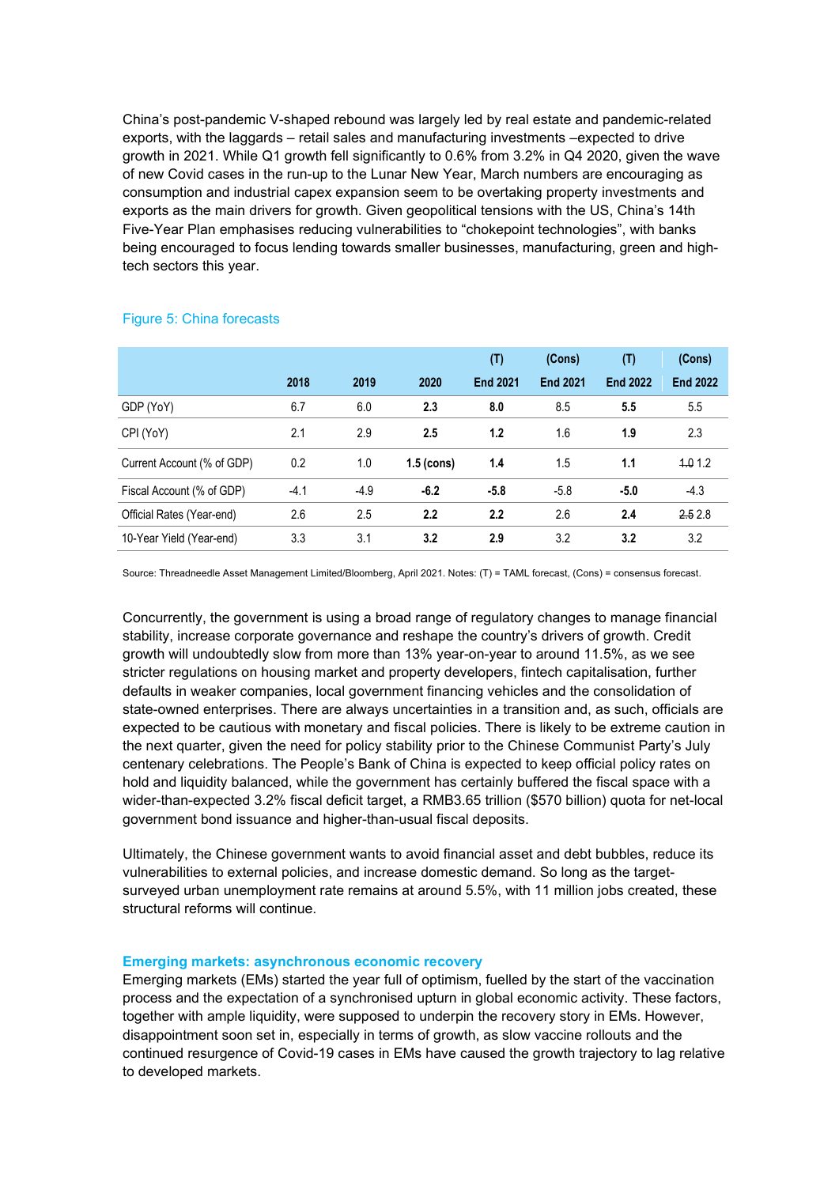China's post-pandemic V-shaped rebound was largely led by real estate and pandemic-related exports, with the laggards – retail sales and manufacturing investments –expected to drive growth in 2021. While Q1 growth fell significantly to 0.6% from 3.2% in Q4 2020, given the wave of new Covid cases in the run-up to the Lunar New Year, March numbers are encouraging as consumption and industrial capex expansion seem to be overtaking property investments and exports as the main drivers for growth. Given geopolitical tensions with the US, China's 14th Five-Year Plan emphasises reducing vulnerabilities to "chokepoint technologies", with banks being encouraged to focus lending towards smaller businesses, manufacturing, green and high-tech sectors this year.

Figure 5: China forecasts

| | 2018 | 2019 | 2020 | (T) End 2021 | (Cons) End 2021 | (T) End 2022 | (Cons) End 2022 |
|---|---|---|---|---|---|---|---|
| GDP (YoY) | 6.7 | 6.0 | **2.3** | **8.0** | 8.5 | **5.5** | 5.5 |
| CPI (YoY) | 2.1 | 2.9 | **2.5** | **1.2** | 1.6 | **1.9** | 2.3 |
| Current Account (% of GDP) | 0.2 | 1.0 | **1.5 (cons)** | **1.4** | 1.5 | **1.1** | ~~1.0~~ 1.2 |
| Fiscal Account (% of GDP) | -4.1 | -4.9 | **-6.2** | **-5.8** | -5.8 | **-5.0** | -4.3 |
| Official Rates (Year-end) | 2.6 | 2.5 | **2.2** | **2.2** | 2.6 | **2.4** | ~~2.5~~ 2.8 |
| 10-Year Yield (Year-end) | 3.3 | 3.1 | **3.2** | **2.9** | 3.2 | **3.2** | 3.2 |

Source: Threadneedle Asset Management Limited/Bloomberg, April 2021. Notes: (T) = TAML forecast, (Cons) = consensus forecast.

Concurrently, the government is using a broad range of regulatory changes to manage financial stability, increase corporate governance and reshape the country's drivers of growth. Credit growth will undoubtedly slow from more than 13% year-on-year to around 11.5%, as we see stricter regulations on housing market and property developers, fintech capitalisation, further defaults in weaker companies, local government financing vehicles and the consolidation of state-owned enterprises. There are always uncertainties in a transition and, as such, officials are expected to be cautious with monetary and fiscal policies. There is likely to be extreme caution in the next quarter, given the need for policy stability prior to the Chinese Communist Party's July centenary celebrations. The People's Bank of China is expected to keep official policy rates on hold and liquidity balanced, while the government has certainly buffered the fiscal space with a wider-than-expected 3.2% fiscal deficit target, a RMB3.65 trillion ($570 billion) quota for net-local government bond issuance and higher-than-usual fiscal deposits.

Ultimately, the Chinese government wants to avoid financial asset and debt bubbles, reduce its vulnerabilities to external policies, and increase domestic demand. So long as the target-surveyed urban unemployment rate remains at around 5.5%, with 11 million jobs created, these structural reforms will continue.

### Emerging markets: asynchronous economic recovery

Emerging markets (EMs) started the year full of optimism, fuelled by the start of the vaccination process and the expectation of a synchronised upturn in global economic activity. These factors, together with ample liquidity, were supposed to underpin the recovery story in EMs. However, disappointment soon set in, especially in terms of growth, as slow vaccine rollouts and the continued resurgence of Covid-19 cases in EMs have caused the growth trajectory to lag relative to developed markets.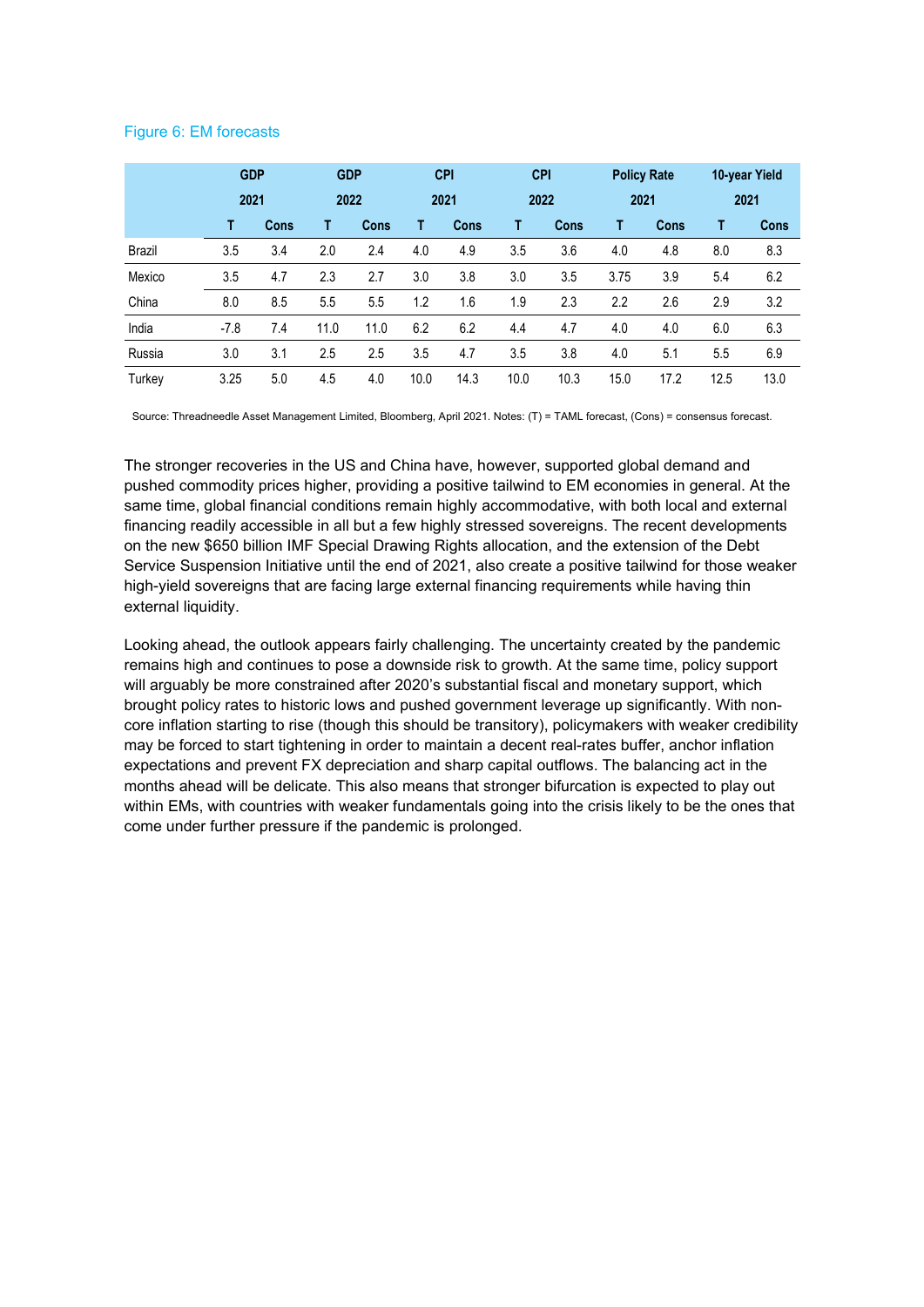Figure 6: EM forecasts

| | GDP 2021 | | GDP 2022 | | CPI 2021 | | CPI 2022 | | Policy Rate 2021 | | 10-year Yield 2021 | |
|---|---|---|---|---|---|---|---|---|---|---|---|---|
| | T | Cons | T | Cons | T | Cons | T | Cons | T | Cons | T | Cons |
| Brazil | 3.5 | 3.4 | 2.0 | 2.4 | 4.0 | 4.9 | 3.5 | 3.6 | 4.0 | 4.8 | 8.0 | 8.3 |
| Mexico | 3.5 | 4.7 | 2.3 | 2.7 | 3.0 | 3.8 | 3.0 | 3.5 | 3.75 | 3.9 | 5.4 | 6.2 |
| China | 8.0 | 8.5 | 5.5 | 5.5 | 1.2 | 1.6 | 1.9 | 2.3 | 2.2 | 2.6 | 2.9 | 3.2 |
| India | -7.8 | 7.4 | 11.0 | 11.0 | 6.2 | 6.2 | 4.4 | 4.7 | 4.0 | 4.0 | 6.0 | 6.3 |
| Russia | 3.0 | 3.1 | 2.5 | 2.5 | 3.5 | 4.7 | 3.5 | 3.8 | 4.0 | 5.1 | 5.5 | 6.9 |
| Turkey | 3.25 | 5.0 | 4.5 | 4.0 | 10.0 | 14.3 | 10.0 | 10.3 | 15.0 | 17.2 | 12.5 | 13.0 |

Source: Threadneedle Asset Management Limited, Bloomberg, April 2021. Notes: (T) = TAML forecast, (Cons) = consensus forecast.

The stronger recoveries in the US and China have, however, supported global demand and pushed commodity prices higher, providing a positive tailwind to EM economies in general. At the same time, global financial conditions remain highly accommodative, with both local and external financing readily accessible in all but a few highly stressed sovereigns. The recent developments on the new $650 billion IMF Special Drawing Rights allocation, and the extension of the Debt Service Suspension Initiative until the end of 2021, also create a positive tailwind for those weaker high-yield sovereigns that are facing large external financing requirements while having thin external liquidity.

Looking ahead, the outlook appears fairly challenging. The uncertainty created by the pandemic remains high and continues to pose a downside risk to growth. At the same time, policy support will arguably be more constrained after 2020's substantial fiscal and monetary support, which brought policy rates to historic lows and pushed government leverage up significantly. With non-core inflation starting to rise (though this should be transitory), policymakers with weaker credibility may be forced to start tightening in order to maintain a decent real-rates buffer, anchor inflation expectations and prevent FX depreciation and sharp capital outflows. The balancing act in the months ahead will be delicate. This also means that stronger bifurcation is expected to play out within EMs, with countries with weaker fundamentals going into the crisis likely to be the ones that come under further pressure if the pandemic is prolonged.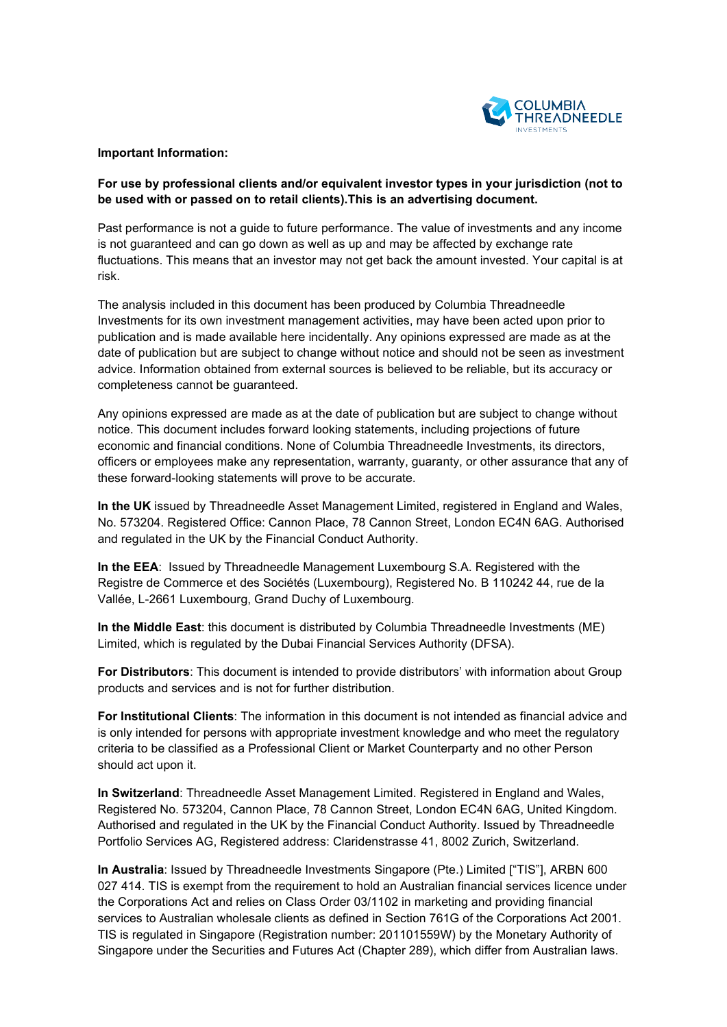**Important Information:**

**For use by professional clients and/or equivalent investor types in your jurisdiction (not to be used with or passed on to retail clients).This is an advertising document.**

Past performance is not a guide to future performance. The value of investments and any income is not guaranteed and can go down as well as up and may be affected by exchange rate fluctuations. This means that an investor may not get back the amount invested. Your capital is at risk.

The analysis included in this document has been produced by Columbia Threadneedle Investments for its own investment management activities, may have been acted upon prior to publication and is made available here incidentally. Any opinions expressed are made as at the date of publication but are subject to change without notice and should not be seen as investment advice. Information obtained from external sources is believed to be reliable, but its accuracy or completeness cannot be guaranteed.

Any opinions expressed are made as at the date of publication but are subject to change without notice. This document includes forward looking statements, including projections of future economic and financial conditions. None of Columbia Threadneedle Investments, its directors, officers or employees make any representation, warranty, guaranty, or other assurance that any of these forward-looking statements will prove to be accurate.

**In the UK** issued by Threadneedle Asset Management Limited, registered in England and Wales, No. 573204. Registered Office: Cannon Place, 78 Cannon Street, London EC4N 6AG. Authorised and regulated in the UK by the Financial Conduct Authority.

**In the EEA**: Issued by Threadneedle Management Luxembourg S.A. Registered with the Registre de Commerce et des Sociétés (Luxembourg), Registered No. B 110242 44, rue de la Vallée, L-2661 Luxembourg, Grand Duchy of Luxembourg.

**In the Middle East**: this document is distributed by Columbia Threadneedle Investments (ME) Limited, which is regulated by the Dubai Financial Services Authority (DFSA).

**For Distributors**: This document is intended to provide distributors' with information about Group products and services and is not for further distribution.

**For Institutional Clients**: The information in this document is not intended as financial advice and is only intended for persons with appropriate investment knowledge and who meet the regulatory criteria to be classified as a Professional Client or Market Counterparty and no other Person should act upon it.

**In Switzerland**: Threadneedle Asset Management Limited. Registered in England and Wales, Registered No. 573204, Cannon Place, 78 Cannon Street, London EC4N 6AG, United Kingdom. Authorised and regulated in the UK by the Financial Conduct Authority. Issued by Threadneedle Portfolio Services AG, Registered address: Claridenstrasse 41, 8002 Zurich, Switzerland.

**In Australia**: Issued by Threadneedle Investments Singapore (Pte.) Limited ["TIS"], ARBN 600 027 414. TIS is exempt from the requirement to hold an Australian financial services licence under the Corporations Act and relies on Class Order 03/1102 in marketing and providing financial services to Australian wholesale clients as defined in Section 761G of the Corporations Act 2001. TIS is regulated in Singapore (Registration number: 201101559W) by the Monetary Authority of Singapore under the Securities and Futures Act (Chapter 289), which differ from Australian laws.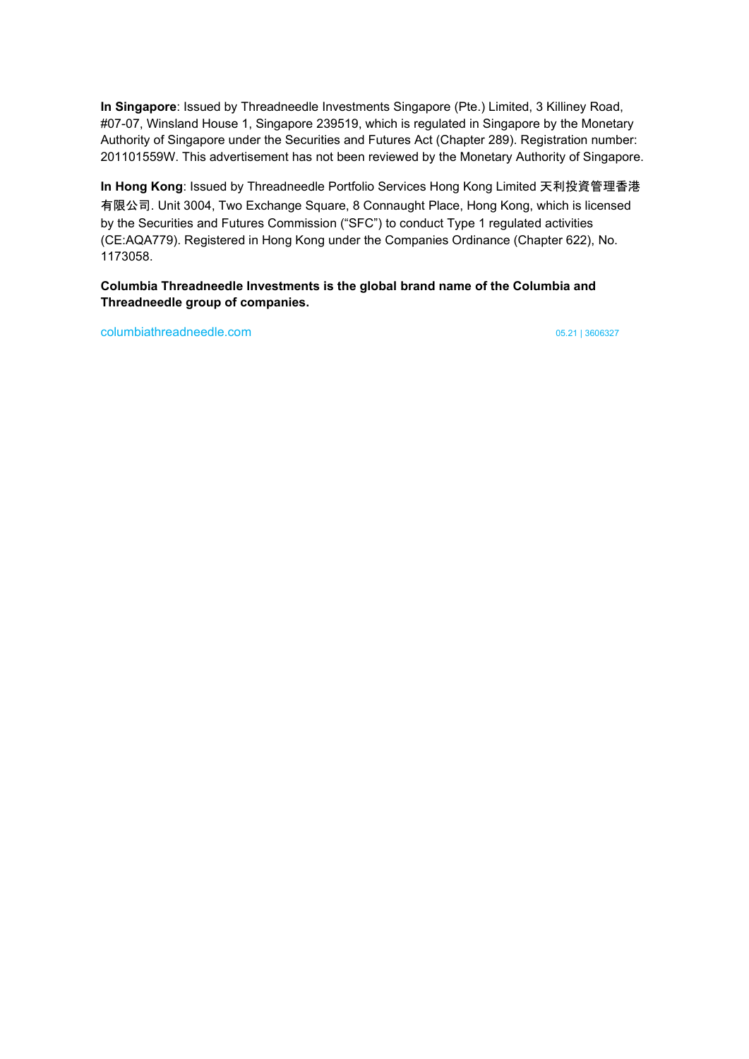**In Singapore**: Issued by Threadneedle Investments Singapore (Pte.) Limited, 3 Killiney Road, #07-07, Winsland House 1, Singapore 239519, which is regulated in Singapore by the Monetary Authority of Singapore under the Securities and Futures Act (Chapter 289). Registration number: 201101559W. This advertisement has not been reviewed by the Monetary Authority of Singapore.

**In Hong Kong**: Issued by Threadneedle Portfolio Services Hong Kong Limited 天利投資管理香港有限公司. Unit 3004, Two Exchange Square, 8 Connaught Place, Hong Kong, which is licensed by the Securities and Futures Commission ("SFC") to conduct Type 1 regulated activities (CE:AQA779). Registered in Hong Kong under the Companies Ordinance (Chapter 622), No. 1173058.

**Columbia Threadneedle Investments is the global brand name of the Columbia and Threadneedle group of companies.**

columbiathreadneedle.com

05.21 | 3606327